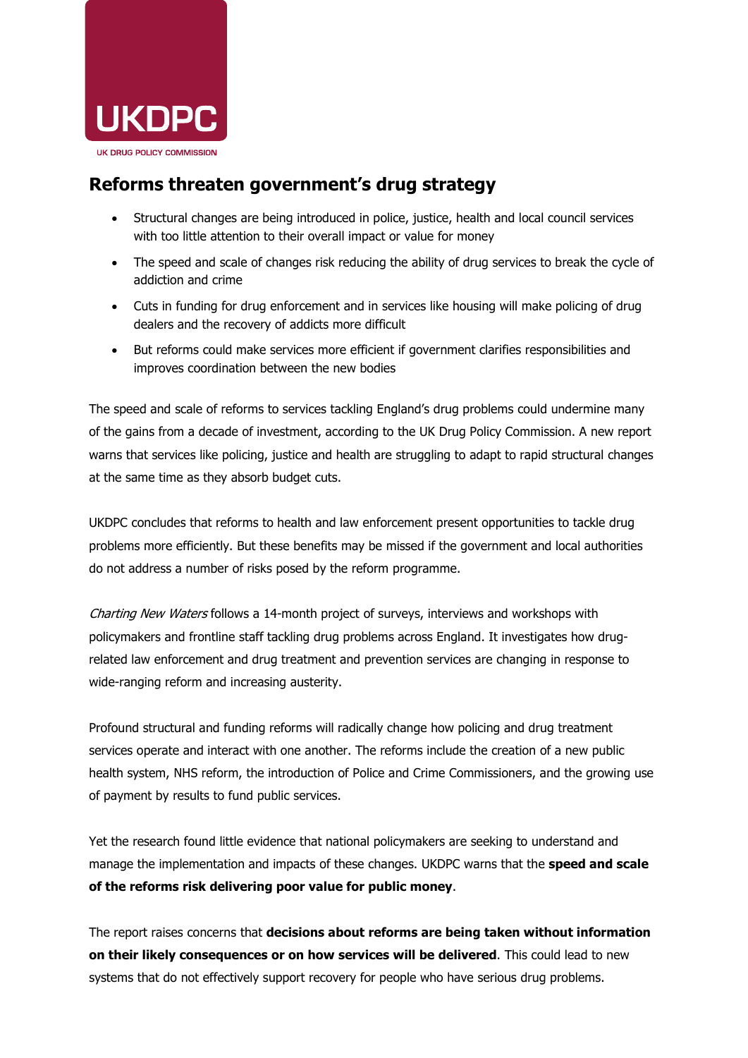UKDPC

UK DRUG POLICY COMMISSION

# Reforms threaten government's drug strategy

- Structural changes are being introduced in police, justice, health and local council services with too little attention to their overall impact or value for money
- The speed and scale of changes risk reducing the ability of drug services to break the cycle of addiction and crime
- Cuts in funding for drug enforcement and in services like housing will make policing of drug dealers and the recovery of addicts more difficult
- But reforms could make services more efficient if government clarifies responsibilities and improves coordination between the new bodies

The speed and scale of reforms to services tackling England's drug problems could undermine many of the gains from a decade of investment, according to the UK Drug Policy Commission. A new report warns that services like policing, justice and health are struggling to adapt to rapid structural changes at the same time as they absorb budget cuts.

UKDPC concludes that reforms to health and law enforcement present opportunities to tackle drug problems more efficiently. But these benefits may be missed if the government and local authorities do not address a number of risks posed by the reform programme.

*Charting New Waters* follows a 14-month project of surveys, interviews and workshops with policymakers and frontline staff tackling drug problems across England. It investigates how drug-related law enforcement and drug treatment and prevention services are changing in response to wide-ranging reform and increasing austerity.

Profound structural and funding reforms will radically change how policing and drug treatment services operate and interact with one another. The reforms include the creation of a new public health system, NHS reform, the introduction of Police and Crime Commissioners, and the growing use of payment by results to fund public services.

Yet the research found little evidence that national policymakers are seeking to understand and manage the implementation and impacts of these changes. UKDPC warns that the **speed and scale of the reforms risk delivering poor value for public money**.

The report raises concerns that **decisions about reforms are being taken without information on their likely consequences or on how services will be delivered**. This could lead to new systems that do not effectively support recovery for people who have serious drug problems.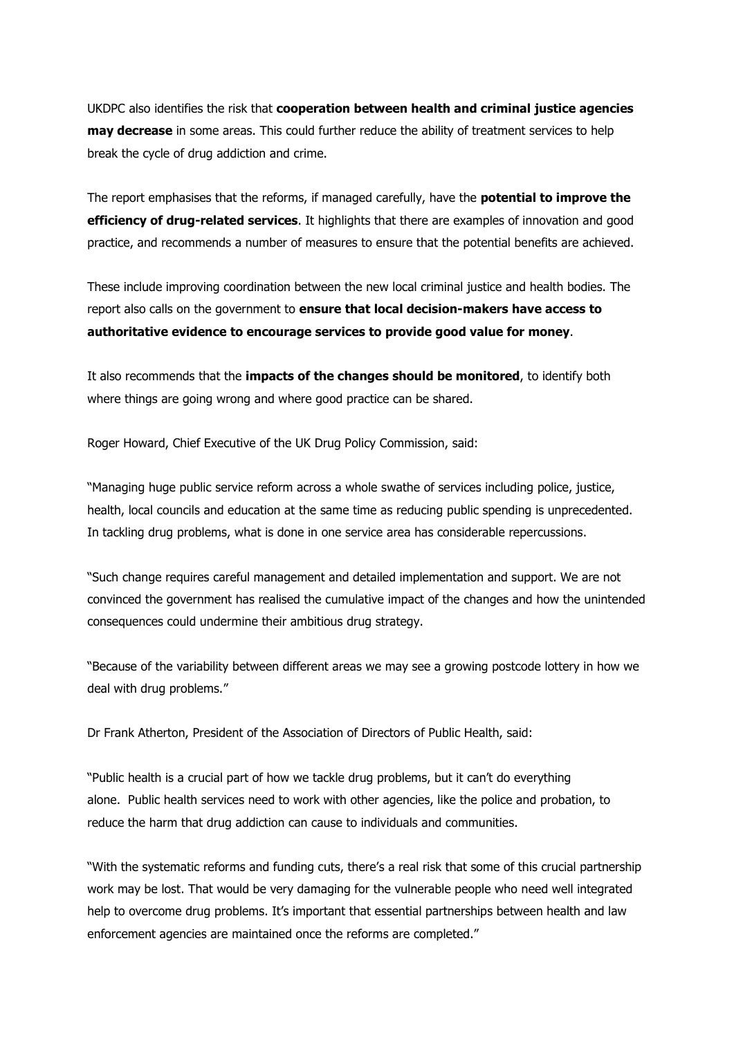UKDPC also identifies the risk that **cooperation between health and criminal justice agencies may decrease** in some areas. This could further reduce the ability of treatment services to help break the cycle of drug addiction and crime.

The report emphasises that the reforms, if managed carefully, have the **potential to improve the efficiency of drug-related services**. It highlights that there are examples of innovation and good practice, and recommends a number of measures to ensure that the potential benefits are achieved.

These include improving coordination between the new local criminal justice and health bodies. The report also calls on the government to **ensure that local decision-makers have access to authoritative evidence to encourage services to provide good value for money**.

It also recommends that the **impacts of the changes should be monitored**, to identify both where things are going wrong and where good practice can be shared.

Roger Howard, Chief Executive of the UK Drug Policy Commission, said:

"Managing huge public service reform across a whole swathe of services including police, justice, health, local councils and education at the same time as reducing public spending is unprecedented. In tackling drug problems, what is done in one service area has considerable repercussions.

"Such change requires careful management and detailed implementation and support. We are not convinced the government has realised the cumulative impact of the changes and how the unintended consequences could undermine their ambitious drug strategy.

"Because of the variability between different areas we may see a growing postcode lottery in how we deal with drug problems."

Dr Frank Atherton, President of the Association of Directors of Public Health, said:

"Public health is a crucial part of how we tackle drug problems, but it can't do everything alone. Public health services need to work with other agencies, like the police and probation, to reduce the harm that drug addiction can cause to individuals and communities.

"With the systematic reforms and funding cuts, there's a real risk that some of this crucial partnership work may be lost. That would be very damaging for the vulnerable people who need well integrated help to overcome drug problems. It's important that essential partnerships between health and law enforcement agencies are maintained once the reforms are completed."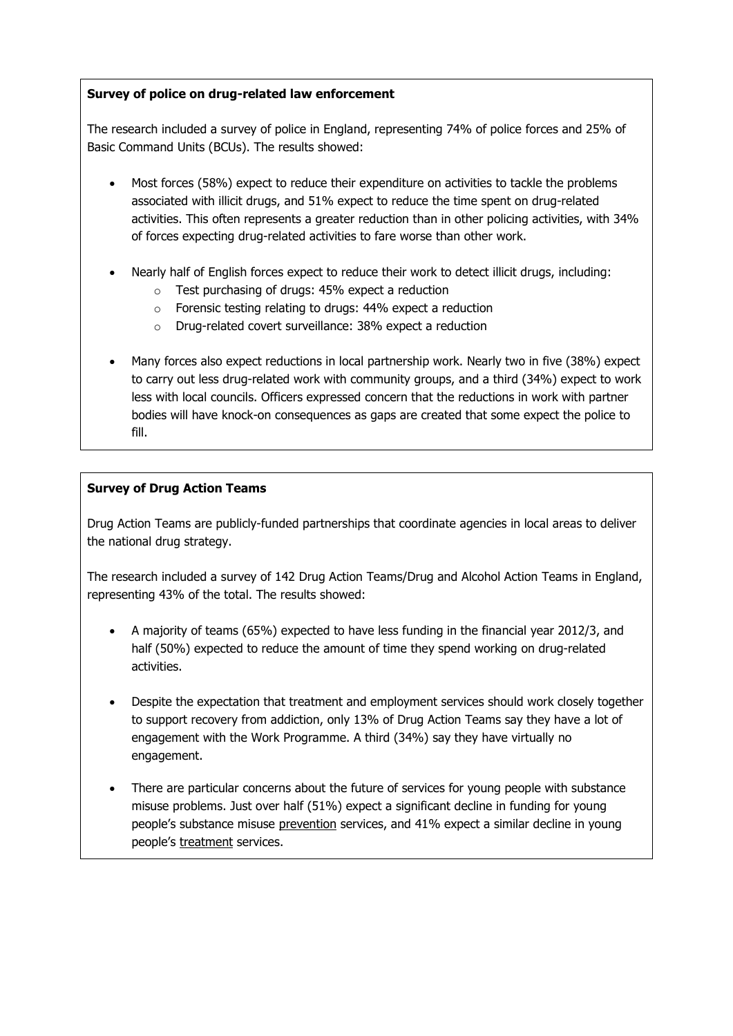**Survey of police on drug-related law enforcement**

The research included a survey of police in England, representing 74% of police forces and 25% of Basic Command Units (BCUs). The results showed:

- Most forces (58%) expect to reduce their expenditure on activities to tackle the problems associated with illicit drugs, and 51% expect to reduce the time spent on drug-related activities. This often represents a greater reduction than in other policing activities, with 34% of forces expecting drug-related activities to fare worse than other work.
- Nearly half of English forces expect to reduce their work to detect illicit drugs, including:
  - Test purchasing of drugs: 45% expect a reduction
  - Forensic testing relating to drugs: 44% expect a reduction
  - Drug-related covert surveillance: 38% expect a reduction
- Many forces also expect reductions in local partnership work. Nearly two in five (38%) expect to carry out less drug-related work with community groups, and a third (34%) expect to work less with local councils. Officers expressed concern that the reductions in work with partner bodies will have knock-on consequences as gaps are created that some expect the police to fill.

**Survey of Drug Action Teams**

Drug Action Teams are publicly-funded partnerships that coordinate agencies in local areas to deliver the national drug strategy.

The research included a survey of 142 Drug Action Teams/Drug and Alcohol Action Teams in England, representing 43% of the total. The results showed:

- A majority of teams (65%) expected to have less funding in the financial year 2012/3, and half (50%) expected to reduce the amount of time they spend working on drug-related activities.
- Despite the expectation that treatment and employment services should work closely together to support recovery from addiction, only 13% of Drug Action Teams say they have a lot of engagement with the Work Programme. A third (34%) say they have virtually no engagement.
- There are particular concerns about the future of services for young people with substance misuse problems. Just over half (51%) expect a significant decline in funding for young people's substance misuse prevention services, and 41% expect a similar decline in young people's treatment services.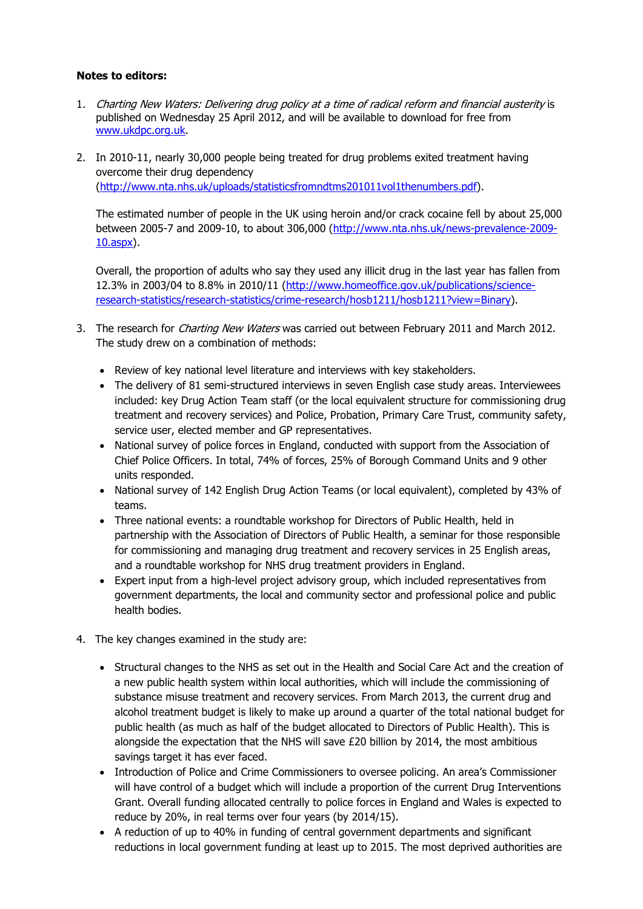**Notes to editors:**

1. *Charting New Waters: Delivering drug policy at a time of radical reform and financial austerity* is published on Wednesday 25 April 2012, and will be available to download for free from www.ukdpc.org.uk.

2. In 2010-11, nearly 30,000 people being treated for drug problems exited treatment having overcome their drug dependency (http://www.nta.nhs.uk/uploads/statisticsfromndtms201011vol1thenumbers.pdf).

   The estimated number of people in the UK using heroin and/or crack cocaine fell by about 25,000 between 2005-7 and 2009-10, to about 306,000 (http://www.nta.nhs.uk/news-prevalence-2009-10.aspx).

   Overall, the proportion of adults who say they used any illicit drug in the last year has fallen from 12.3% in 2003/04 to 8.8% in 2010/11 (http://www.homeoffice.gov.uk/publications/science-research-statistics/research-statistics/crime-research/hosb1211/hosb1211?view=Binary).

3. The research for *Charting New Waters* was carried out between February 2011 and March 2012. The study drew on a combination of methods:

   - Review of key national level literature and interviews with key stakeholders.
   - The delivery of 81 semi-structured interviews in seven English case study areas. Interviewees included: key Drug Action Team staff (or the local equivalent structure for commissioning drug treatment and recovery services) and Police, Probation, Primary Care Trust, community safety, service user, elected member and GP representatives.
   - National survey of police forces in England, conducted with support from the Association of Chief Police Officers. In total, 74% of forces, 25% of Borough Command Units and 9 other units responded.
   - National survey of 142 English Drug Action Teams (or local equivalent), completed by 43% of teams.
   - Three national events: a roundtable workshop for Directors of Public Health, held in partnership with the Association of Directors of Public Health, a seminar for those responsible for commissioning and managing drug treatment and recovery services in 25 English areas, and a roundtable workshop for NHS drug treatment providers in England.
   - Expert input from a high-level project advisory group, which included representatives from government departments, the local and community sector and professional police and public health bodies.

4. The key changes examined in the study are:

   - Structural changes to the NHS as set out in the Health and Social Care Act and the creation of a new public health system within local authorities, which will include the commissioning of substance misuse treatment and recovery services. From March 2013, the current drug and alcohol treatment budget is likely to make up around a quarter of the total national budget for public health (as much as half of the budget allocated to Directors of Public Health). This is alongside the expectation that the NHS will save £20 billion by 2014, the most ambitious savings target it has ever faced.
   - Introduction of Police and Crime Commissioners to oversee policing. An area's Commissioner will have control of a budget which will include a proportion of the current Drug Interventions Grant. Overall funding allocated centrally to police forces in England and Wales is expected to reduce by 20%, in real terms over four years (by 2014/15).
   - A reduction of up to 40% in funding of central government departments and significant reductions in local government funding at least up to 2015. The most deprived authorities are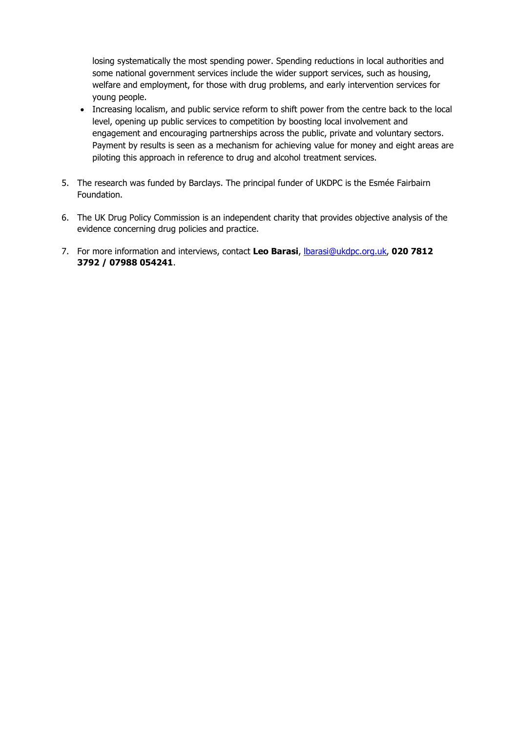losing systematically the most spending power. Spending reductions in local authorities and some national government services include the wider support services, such as housing, welfare and employment, for those with drug problems, and early intervention services for young people.

- Increasing localism, and public service reform to shift power from the centre back to the local level, opening up public services to competition by boosting local involvement and engagement and encouraging partnerships across the public, private and voluntary sectors. Payment by results is seen as a mechanism for achieving value for money and eight areas are piloting this approach in reference to drug and alcohol treatment services.

5. The research was funded by Barclays. The principal funder of UKDPC is the Esmée Fairbairn Foundation.

6. The UK Drug Policy Commission is an independent charity that provides objective analysis of the evidence concerning drug policies and practice.

7. For more information and interviews, contact **Leo Barasi**, lbarasi@ukdpc.org.uk, **020 7812 3792 / 07988 054241**.